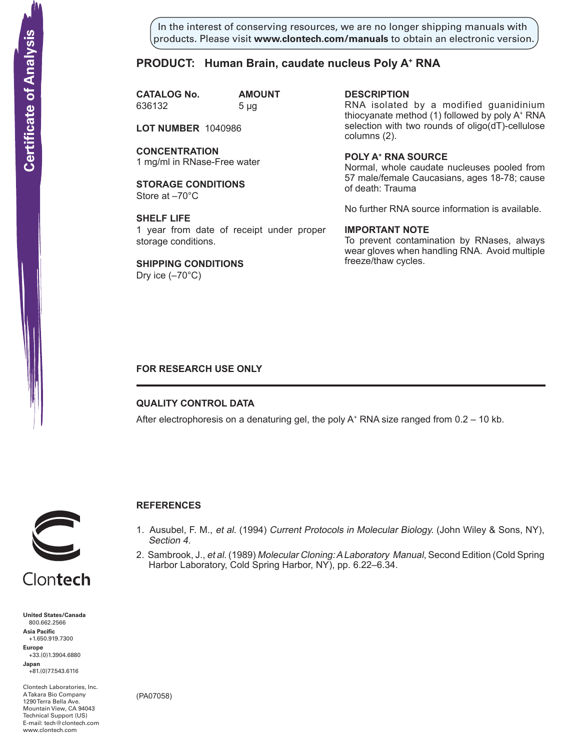Certificate of Analysis

In the interest of conserving resources, we are no longer shipping manuals with products. Please visit **www.clontech.com/manuals** to obtain an electronic version.

# PRODUCT: Human Brain, caudate nucleus Poly A+ RNA

**CATALOG No.** 636132

**AMOUNT** 5 µg

**LOT NUMBER** 1040986

**CONCENTRATION**
1 mg/ml in RNase-Free water

**STORAGE CONDITIONS**
Store at –70°C

**SHELF LIFE**
1 year from date of receipt under proper storage conditions.

**SHIPPING CONDITIONS**
Dry ice (–70°C)

**DESCRIPTION**
RNA isolated by a modified guanidinium thiocyanate method (1) followed by poly A+ RNA selection with two rounds of oligo(dT)-cellulose columns (2).

**POLY A+ RNA SOURCE**
Normal, whole caudate nucleuses pooled from 57 male/female Caucasians, ages 18-78; cause of death: Trauma

No further RNA source information is available.

**IMPORTANT NOTE**
To prevent contamination by RNases, always wear gloves when handling RNA. Avoid multiple freeze/thaw cycles.

**FOR RESEARCH USE ONLY**

---

## QUALITY CONTROL DATA

After electrophoresis on a denaturing gel, the poly A+ RNA size ranged from 0.2 – 10 kb.

## REFERENCES

1. Ausubel, F. M., *et al.* (1994) *Current Protocols in Molecular Biology.* (John Wiley & Sons, NY), *Section 4.*
2. Sambrook, J., *et al.* (1989) *Molecular Cloning: A Laboratory Manual*, Second Edition (Cold Spring Harbor Laboratory, Cold Spring Harbor, NY), pp. 6.22–6.34.

Clontech

**United States/Canada**
800.662.2566
**Asia Pacific**
+1.650.919.7300
**Europe**
+33.(0)1.3904.6880
**Japan**
+81.(0)77.543.6116

Clontech Laboratories, Inc.
A Takara Bio Company
1290 Terra Bella Ave.
Mountain View, CA 94043
Technical Support (US)
E-mail: tech@clontech.com
www.clontech.com

(PA07058)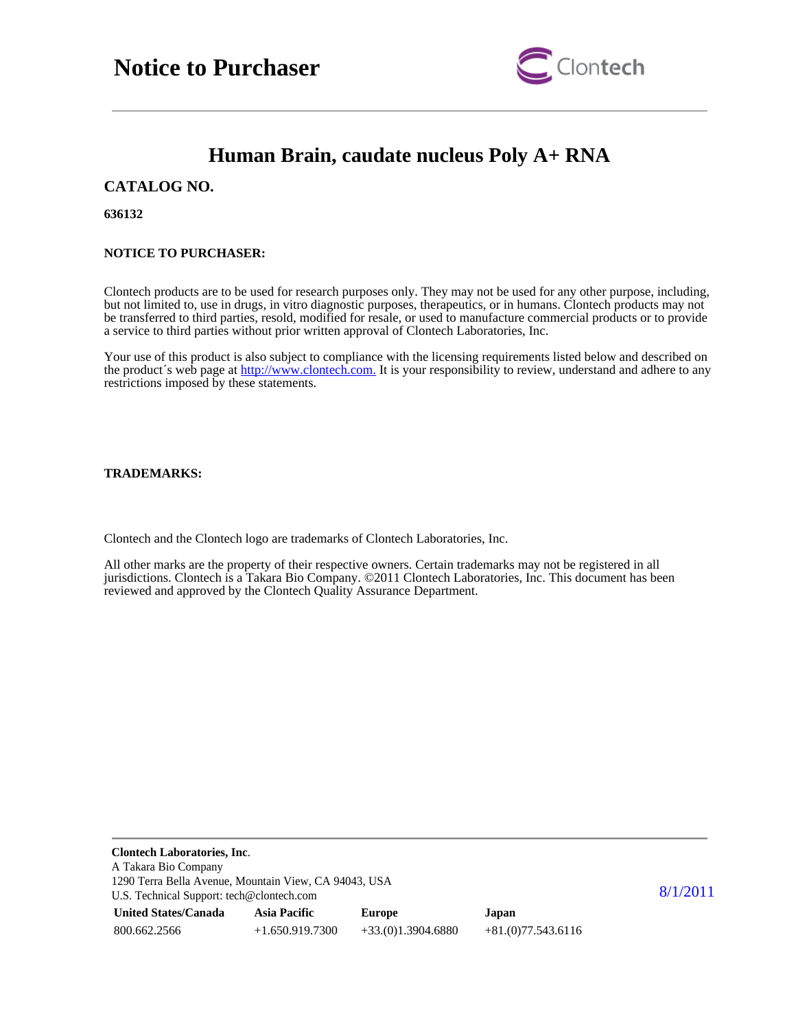# Notice to Purchaser

## Human Brain, caudate nucleus Poly A+ RNA

### CATALOG NO.

**636132**

**NOTICE TO PURCHASER:**

Clontech products are to be used for research purposes only. They may not be used for any other purpose, including, but not limited to, use in drugs, in vitro diagnostic purposes, therapeutics, or in humans. Clontech products may not be transferred to third parties, resold, modified for resale, or used to manufacture commercial products or to provide a service to third parties without prior written approval of Clontech Laboratories, Inc.

Your use of this product is also subject to compliance with the licensing requirements listed below and described on the product´s web page at http://www.clontech.com. It is your responsibility to review, understand and adhere to any restrictions imposed by these statements.

**TRADEMARKS:**

Clontech and the Clontech logo are trademarks of Clontech Laboratories, Inc.

All other marks are the property of their respective owners. Certain trademarks may not be registered in all jurisdictions. Clontech is a Takara Bio Company. ©2011 Clontech Laboratories, Inc. This document has been reviewed and approved by the Clontech Quality Assurance Department.

**Clontech Laboratories, Inc.**
A Takara Bio Company
1290 Terra Bella Avenue, Mountain View, CA 94043, USA
U.S. Technical Support: tech@clontech.com

| United States/Canada | Asia Pacific | Europe | Japan |
| --- | --- | --- | --- |
| 800.662.2566 | +1.650.919.7300 | +33.(0)1.3904.6880 | +81.(0)77.543.6116 |

8/1/2011